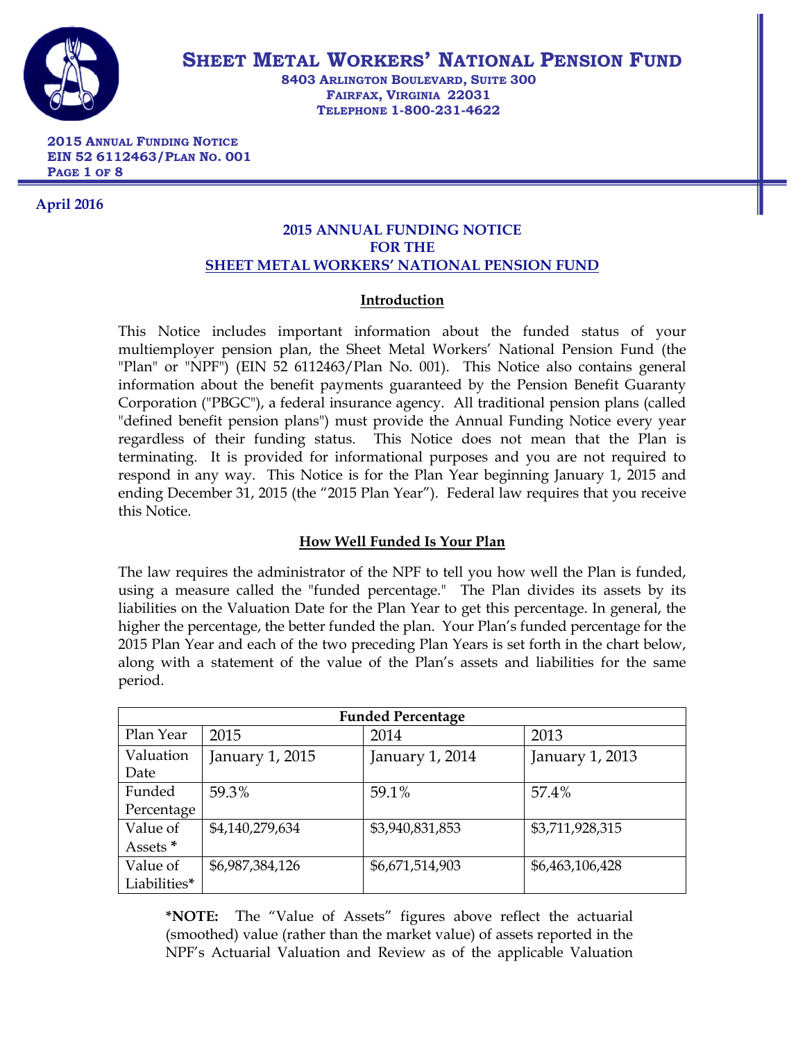# SHEET METAL WORKERS' NATIONAL PENSION FUND

**8403 ARLINGTON BOULEVARD, SUITE 300**
**FAIRFAX, VIRGINIA 22031**
**TELEPHONE 1-800-231-4622**

**2015 ANNUAL FUNDING NOTICE**
**EIN 52 6112463/PLAN NO. 001**

**April 2016**

## 2015 ANNUAL FUNDING NOTICE FOR THE SHEET METAL WORKERS' NATIONAL PENSION FUND

### Introduction

This Notice includes important information about the funded status of your multiemployer pension plan, the Sheet Metal Workers' National Pension Fund (the "Plan" or "NPF") (EIN 52 6112463/Plan No. 001). This Notice also contains general information about the benefit payments guaranteed by the Pension Benefit Guaranty Corporation ("PBGC"), a federal insurance agency. All traditional pension plans (called "defined benefit pension plans") must provide the Annual Funding Notice every year regardless of their funding status. This Notice does not mean that the Plan is terminating. It is provided for informational purposes and you are not required to respond in any way. This Notice is for the Plan Year beginning January 1, 2015 and ending December 31, 2015 (the "2015 Plan Year"). Federal law requires that you receive this Notice.

### How Well Funded Is Your Plan

The law requires the administrator of the NPF to tell you how well the Plan is funded, using a measure called the "funded percentage." The Plan divides its assets by its liabilities on the Valuation Date for the Plan Year to get this percentage. In general, the higher the percentage, the better funded the plan. Your Plan's funded percentage for the 2015 Plan Year and each of the two preceding Plan Years is set forth in the chart below, along with a statement of the value of the Plan's assets and liabilities for the same period.

| Funded Percentage | | | |
|---|---|---|---|
| Plan Year | 2015 | 2014 | 2013 |
| Valuation Date | January 1, 2015 | January 1, 2014 | January 1, 2013 |
| Funded Percentage | 59.3% | 59.1% | 57.4% |
| Value of Assets * | $4,140,279,634 | $3,940,831,853 | $3,711,928,315 |
| Value of Liabilities* | $6,987,384,126 | $6,671,514,903 | $6,463,106,428 |

**\*NOTE:** The "Value of Assets" figures above reflect the actuarial (smoothed) value (rather than the market value) of assets reported in the NPF's Actuarial Valuation and Review as of the applicable Valuation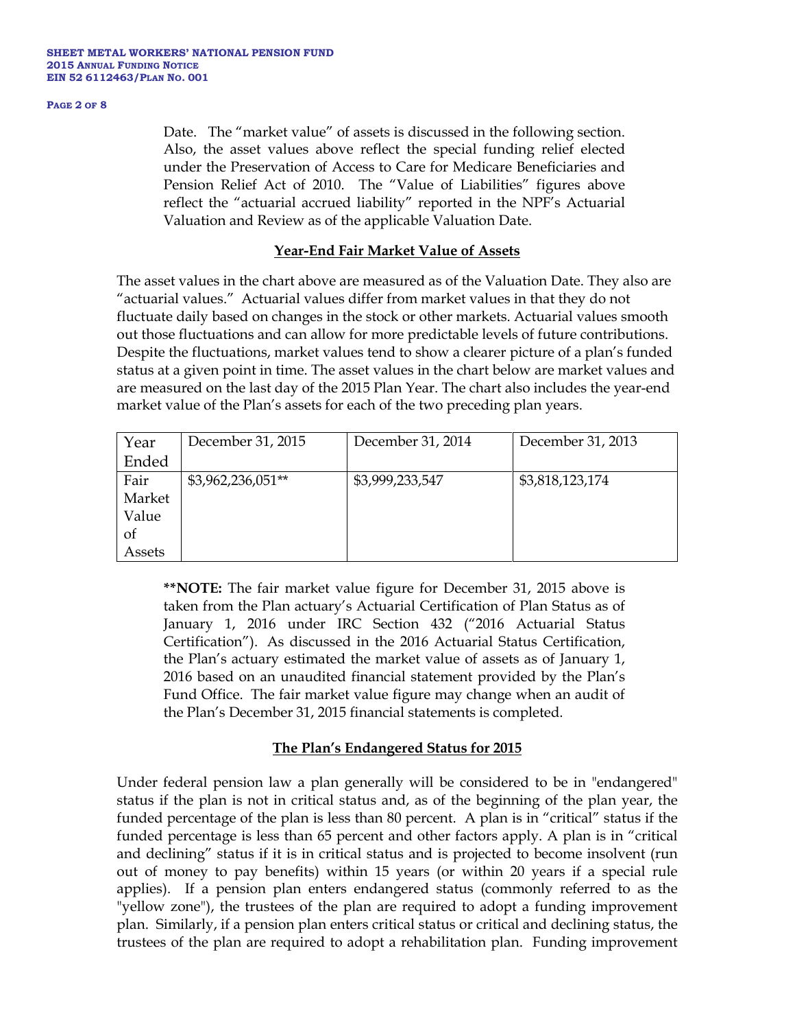Date. The "market value" of assets is discussed in the following section. Also, the asset values above reflect the special funding relief elected under the Preservation of Access to Care for Medicare Beneficiaries and Pension Relief Act of 2010. The "Value of Liabilities" figures above reflect the "actuarial accrued liability" reported in the NPF's Actuarial Valuation and Review as of the applicable Valuation Date.

## Year-End Fair Market Value of Assets

The asset values in the chart above are measured as of the Valuation Date. They also are "actuarial values." Actuarial values differ from market values in that they do not fluctuate daily based on changes in the stock or other markets. Actuarial values smooth out those fluctuations and can allow for more predictable levels of future contributions. Despite the fluctuations, market values tend to show a clearer picture of a plan's funded status at a given point in time. The asset values in the chart below are market values and are measured on the last day of the 2015 Plan Year. The chart also includes the year-end market value of the Plan's assets for each of the two preceding plan years.

| Year Ended | December 31, 2015 | December 31, 2014 | December 31, 2013 |
|---|---|---|---|
| Fair Market Value of Assets | $3,962,236,051** | $3,999,233,547 | $3,818,123,174 |

**\*\*NOTE:** The fair market value figure for December 31, 2015 above is taken from the Plan actuary's Actuarial Certification of Plan Status as of January 1, 2016 under IRC Section 432 ("2016 Actuarial Status Certification"). As discussed in the 2016 Actuarial Status Certification, the Plan's actuary estimated the market value of assets as of January 1, 2016 based on an unaudited financial statement provided by the Plan's Fund Office. The fair market value figure may change when an audit of the Plan's December 31, 2015 financial statements is completed.

## The Plan's Endangered Status for 2015

Under federal pension law a plan generally will be considered to be in "endangered" status if the plan is not in critical status and, as of the beginning of the plan year, the funded percentage of the plan is less than 80 percent. A plan is in "critical" status if the funded percentage is less than 65 percent and other factors apply. A plan is in "critical and declining" status if it is in critical status and is projected to become insolvent (run out of money to pay benefits) within 15 years (or within 20 years if a special rule applies). If a pension plan enters endangered status (commonly referred to as the "yellow zone"), the trustees of the plan are required to adopt a funding improvement plan. Similarly, if a pension plan enters critical status or critical and declining status, the trustees of the plan are required to adopt a rehabilitation plan. Funding improvement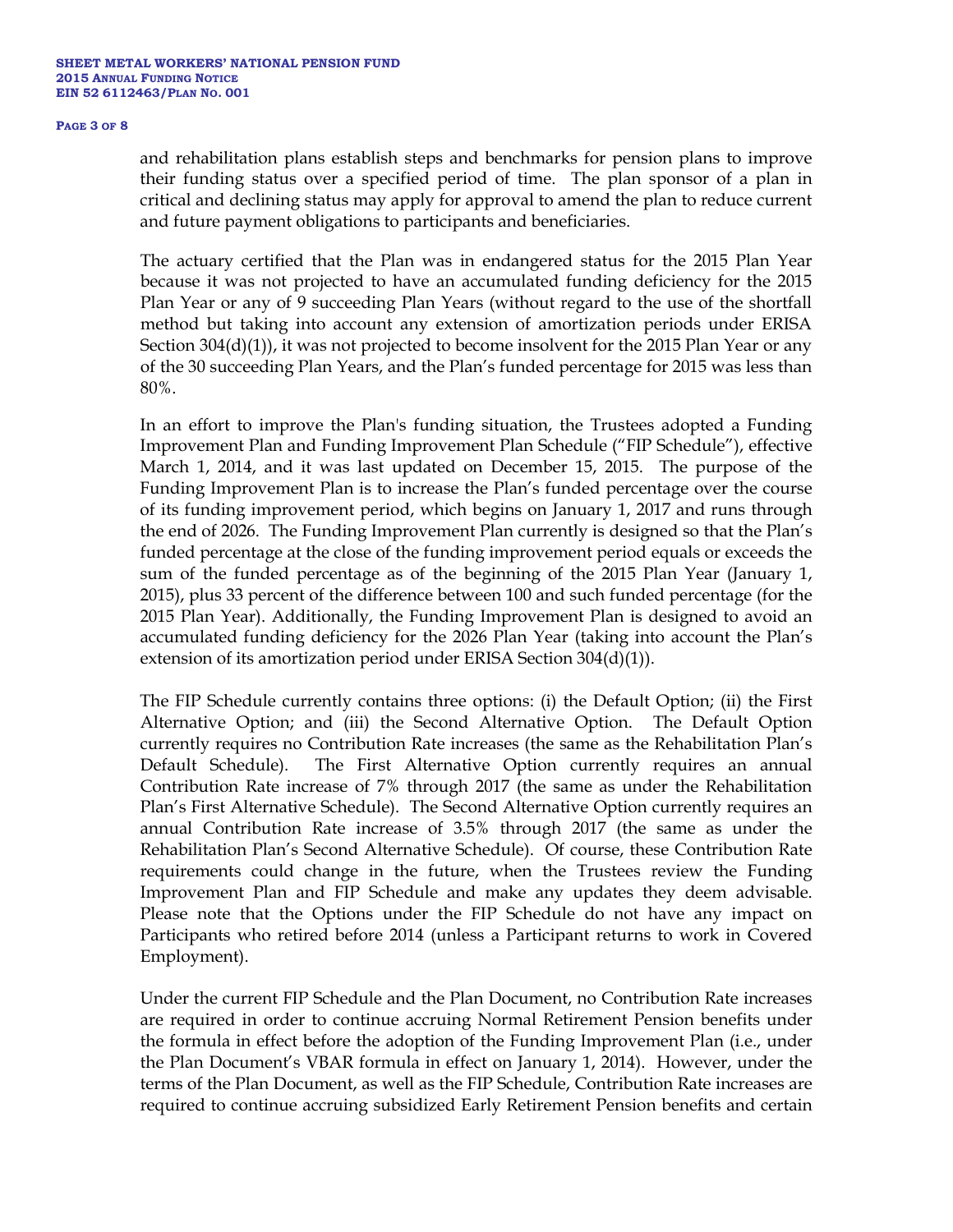and rehabilitation plans establish steps and benchmarks for pension plans to improve their funding status over a specified period of time. The plan sponsor of a plan in critical and declining status may apply for approval to amend the plan to reduce current and future payment obligations to participants and beneficiaries.

The actuary certified that the Plan was in endangered status for the 2015 Plan Year because it was not projected to have an accumulated funding deficiency for the 2015 Plan Year or any of 9 succeeding Plan Years (without regard to the use of the shortfall method but taking into account any extension of amortization periods under ERISA Section 304(d)(1)), it was not projected to become insolvent for the 2015 Plan Year or any of the 30 succeeding Plan Years, and the Plan's funded percentage for 2015 was less than 80%.

In an effort to improve the Plan's funding situation, the Trustees adopted a Funding Improvement Plan and Funding Improvement Plan Schedule ("FIP Schedule"), effective March 1, 2014, and it was last updated on December 15, 2015. The purpose of the Funding Improvement Plan is to increase the Plan's funded percentage over the course of its funding improvement period, which begins on January 1, 2017 and runs through the end of 2026. The Funding Improvement Plan currently is designed so that the Plan's funded percentage at the close of the funding improvement period equals or exceeds the sum of the funded percentage as of the beginning of the 2015 Plan Year (January 1, 2015), plus 33 percent of the difference between 100 and such funded percentage (for the 2015 Plan Year). Additionally, the Funding Improvement Plan is designed to avoid an accumulated funding deficiency for the 2026 Plan Year (taking into account the Plan's extension of its amortization period under ERISA Section 304(d)(1)).

The FIP Schedule currently contains three options: (i) the Default Option; (ii) the First Alternative Option; and (iii) the Second Alternative Option. The Default Option currently requires no Contribution Rate increases (the same as the Rehabilitation Plan's Default Schedule). The First Alternative Option currently requires an annual Contribution Rate increase of 7% through 2017 (the same as under the Rehabilitation Plan's First Alternative Schedule). The Second Alternative Option currently requires an annual Contribution Rate increase of 3.5% through 2017 (the same as under the Rehabilitation Plan's Second Alternative Schedule). Of course, these Contribution Rate requirements could change in the future, when the Trustees review the Funding Improvement Plan and FIP Schedule and make any updates they deem advisable. Please note that the Options under the FIP Schedule do not have any impact on Participants who retired before 2014 (unless a Participant returns to work in Covered Employment).

Under the current FIP Schedule and the Plan Document, no Contribution Rate increases are required in order to continue accruing Normal Retirement Pension benefits under the formula in effect before the adoption of the Funding Improvement Plan (i.e., under the Plan Document's VBAR formula in effect on January 1, 2014). However, under the terms of the Plan Document, as well as the FIP Schedule, Contribution Rate increases are required to continue accruing subsidized Early Retirement Pension benefits and certain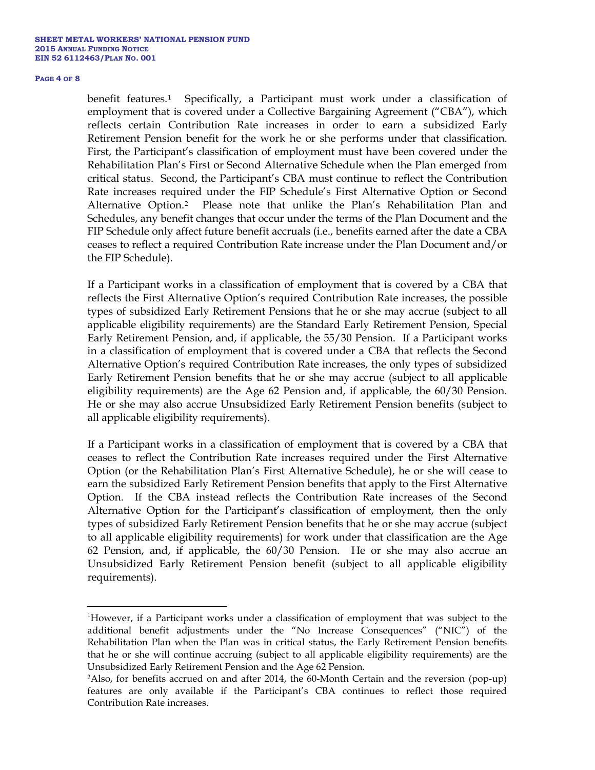benefit features.[1] Specifically, a Participant must work under a classification of employment that is covered under a Collective Bargaining Agreement ("CBA"), which reflects certain Contribution Rate increases in order to earn a subsidized Early Retirement Pension benefit for the work he or she performs under that classification. First, the Participant's classification of employment must have been covered under the Rehabilitation Plan's First or Second Alternative Schedule when the Plan emerged from critical status. Second, the Participant's CBA must continue to reflect the Contribution Rate increases required under the FIP Schedule's First Alternative Option or Second Alternative Option.[2] Please note that unlike the Plan's Rehabilitation Plan and Schedules, any benefit changes that occur under the terms of the Plan Document and the FIP Schedule only affect future benefit accruals (i.e., benefits earned after the date a CBA ceases to reflect a required Contribution Rate increase under the Plan Document and/or the FIP Schedule).

If a Participant works in a classification of employment that is covered by a CBA that reflects the First Alternative Option's required Contribution Rate increases, the possible types of subsidized Early Retirement Pensions that he or she may accrue (subject to all applicable eligibility requirements) are the Standard Early Retirement Pension, Special Early Retirement Pension, and, if applicable, the 55/30 Pension. If a Participant works in a classification of employment that is covered under a CBA that reflects the Second Alternative Option's required Contribution Rate increases, the only types of subsidized Early Retirement Pension benefits that he or she may accrue (subject to all applicable eligibility requirements) are the Age 62 Pension and, if applicable, the 60/30 Pension. He or she may also accrue Unsubsidized Early Retirement Pension benefits (subject to all applicable eligibility requirements).

If a Participant works in a classification of employment that is covered by a CBA that ceases to reflect the Contribution Rate increases required under the First Alternative Option (or the Rehabilitation Plan's First Alternative Schedule), he or she will cease to earn the subsidized Early Retirement Pension benefits that apply to the First Alternative Option. If the CBA instead reflects the Contribution Rate increases of the Second Alternative Option for the Participant's classification of employment, then the only types of subsidized Early Retirement Pension benefits that he or she may accrue (subject to all applicable eligibility requirements) for work under that classification are the Age 62 Pension, and, if applicable, the 60/30 Pension. He or she may also accrue an Unsubsidized Early Retirement Pension benefit (subject to all applicable eligibility requirements).

---

[1] However, if a Participant works under a classification of employment that was subject to the additional benefit adjustments under the "No Increase Consequences" ("NIC") of the Rehabilitation Plan when the Plan was in critical status, the Early Retirement Pension benefits that he or she will continue accruing (subject to all applicable eligibility requirements) are the Unsubsidized Early Retirement Pension and the Age 62 Pension.

[2] Also, for benefits accrued on and after 2014, the 60-Month Certain and the reversion (pop-up) features are only available if the Participant's CBA continues to reflect those required Contribution Rate increases.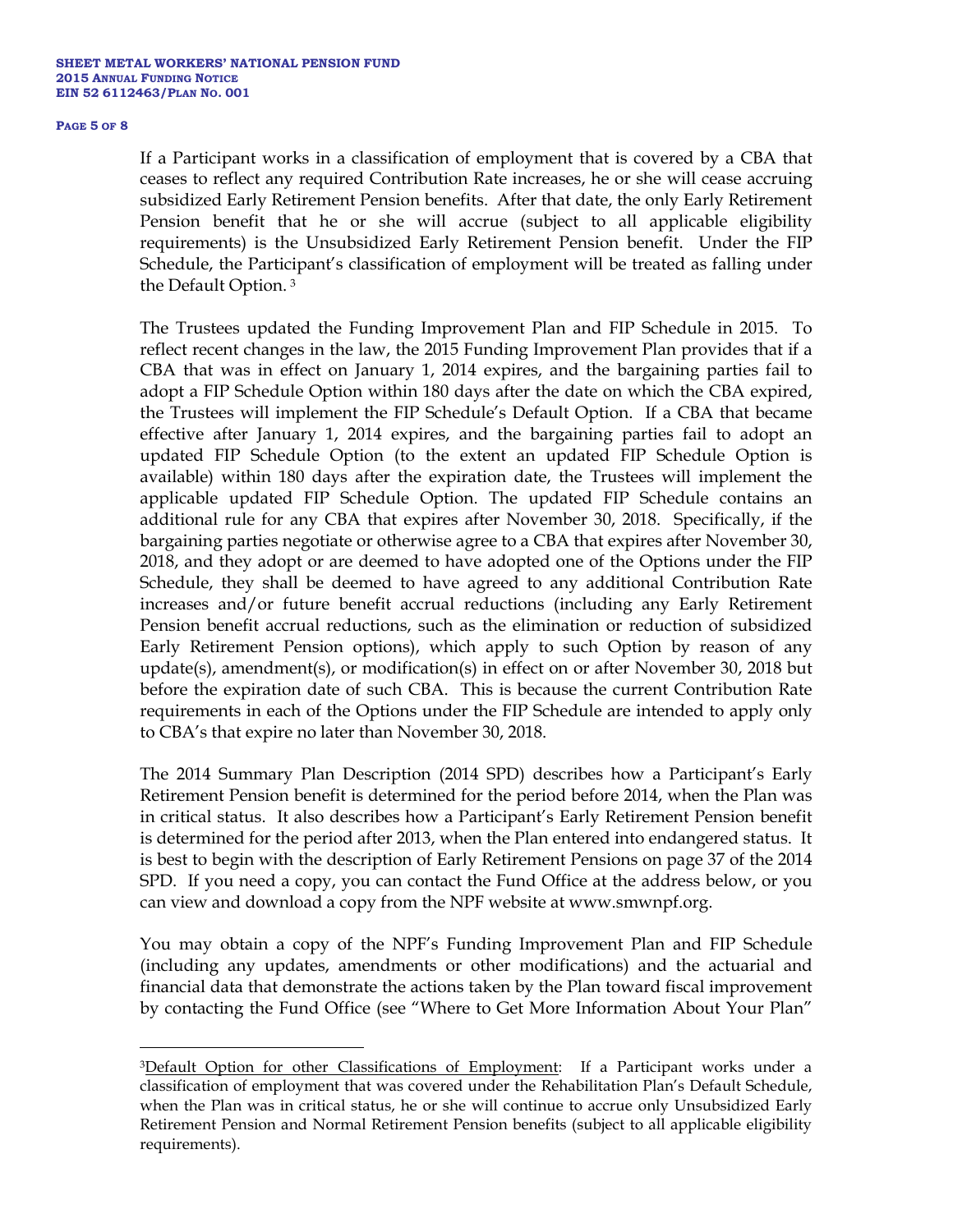If a Participant works in a classification of employment that is covered by a CBA that ceases to reflect any required Contribution Rate increases, he or she will cease accruing subsidized Early Retirement Pension benefits. After that date, the only Early Retirement Pension benefit that he or she will accrue (subject to all applicable eligibility requirements) is the Unsubsidized Early Retirement Pension benefit. Under the FIP Schedule, the Participant's classification of employment will be treated as falling under the Default Option.[3]

The Trustees updated the Funding Improvement Plan and FIP Schedule in 2015. To reflect recent changes in the law, the 2015 Funding Improvement Plan provides that if a CBA that was in effect on January 1, 2014 expires, and the bargaining parties fail to adopt a FIP Schedule Option within 180 days after the date on which the CBA expired, the Trustees will implement the FIP Schedule's Default Option. If a CBA that became effective after January 1, 2014 expires, and the bargaining parties fail to adopt an updated FIP Schedule Option (to the extent an updated FIP Schedule Option is available) within 180 days after the expiration date, the Trustees will implement the applicable updated FIP Schedule Option. The updated FIP Schedule contains an additional rule for any CBA that expires after November 30, 2018. Specifically, if the bargaining parties negotiate or otherwise agree to a CBA that expires after November 30, 2018, and they adopt or are deemed to have adopted one of the Options under the FIP Schedule, they shall be deemed to have agreed to any additional Contribution Rate increases and/or future benefit accrual reductions (including any Early Retirement Pension benefit accrual reductions, such as the elimination or reduction of subsidized Early Retirement Pension options), which apply to such Option by reason of any update(s), amendment(s), or modification(s) in effect on or after November 30, 2018 but before the expiration date of such CBA. This is because the current Contribution Rate requirements in each of the Options under the FIP Schedule are intended to apply only to CBA's that expire no later than November 30, 2018.

The 2014 Summary Plan Description (2014 SPD) describes how a Participant's Early Retirement Pension benefit is determined for the period before 2014, when the Plan was in critical status. It also describes how a Participant's Early Retirement Pension benefit is determined for the period after 2013, when the Plan entered into endangered status. It is best to begin with the description of Early Retirement Pensions on page 37 of the 2014 SPD. If you need a copy, you can contact the Fund Office at the address below, or you can view and download a copy from the NPF website at www.smwnpf.org.

You may obtain a copy of the NPF's Funding Improvement Plan and FIP Schedule (including any updates, amendments or other modifications) and the actuarial and financial data that demonstrate the actions taken by the Plan toward fiscal improvement by contacting the Fund Office (see "Where to Get More Information About Your Plan"

---

[3] Default Option for other Classifications of Employment: If a Participant works under a classification of employment that was covered under the Rehabilitation Plan's Default Schedule, when the Plan was in critical status, he or she will continue to accrue only Unsubsidized Early Retirement Pension and Normal Retirement Pension benefits (subject to all applicable eligibility requirements).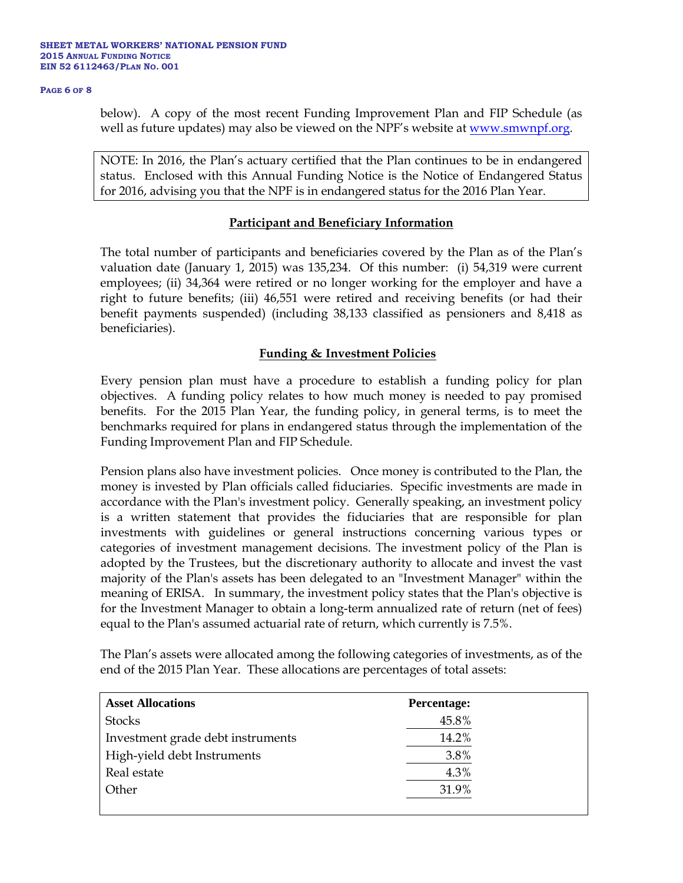below). A copy of the most recent Funding Improvement Plan and FIP Schedule (as well as future updates) may also be viewed on the NPF's website at [www.smwnpf.org](http://www.smwnpf.org).

> NOTE: In 2016, the Plan's actuary certified that the Plan continues to be in endangered status. Enclosed with this Annual Funding Notice is the Notice of Endangered Status for 2016, advising you that the NPF is in endangered status for the 2016 Plan Year.

## Participant and Beneficiary Information

The total number of participants and beneficiaries covered by the Plan as of the Plan's valuation date (January 1, 2015) was 135,234. Of this number: (i) 54,319 were current employees; (ii) 34,364 were retired or no longer working for the employer and have a right to future benefits; (iii) 46,551 were retired and receiving benefits (or had their benefit payments suspended) (including 38,133 classified as pensioners and 8,418 as beneficiaries).

## Funding & Investment Policies

Every pension plan must have a procedure to establish a funding policy for plan objectives. A funding policy relates to how much money is needed to pay promised benefits. For the 2015 Plan Year, the funding policy, in general terms, is to meet the benchmarks required for plans in endangered status through the implementation of the Funding Improvement Plan and FIP Schedule.

Pension plans also have investment policies. Once money is contributed to the Plan, the money is invested by Plan officials called fiduciaries. Specific investments are made in accordance with the Plan's investment policy. Generally speaking, an investment policy is a written statement that provides the fiduciaries that are responsible for plan investments with guidelines or general instructions concerning various types or categories of investment management decisions. The investment policy of the Plan is adopted by the Trustees, but the discretionary authority to allocate and invest the vast majority of the Plan's assets has been delegated to an "Investment Manager" within the meaning of ERISA. In summary, the investment policy states that the Plan's objective is for the Investment Manager to obtain a long-term annualized rate of return (net of fees) equal to the Plan's assumed actuarial rate of return, which currently is 7.5%.

The Plan's assets were allocated among the following categories of investments, as of the end of the 2015 Plan Year. These allocations are percentages of total assets:

| Asset Allocations | Percentage: |
|---|---|
| Stocks | 45.8% |
| Investment grade debt instruments | 14.2% |
| High-yield debt Instruments | 3.8% |
| Real estate | 4.3% |
| Other | 31.9% |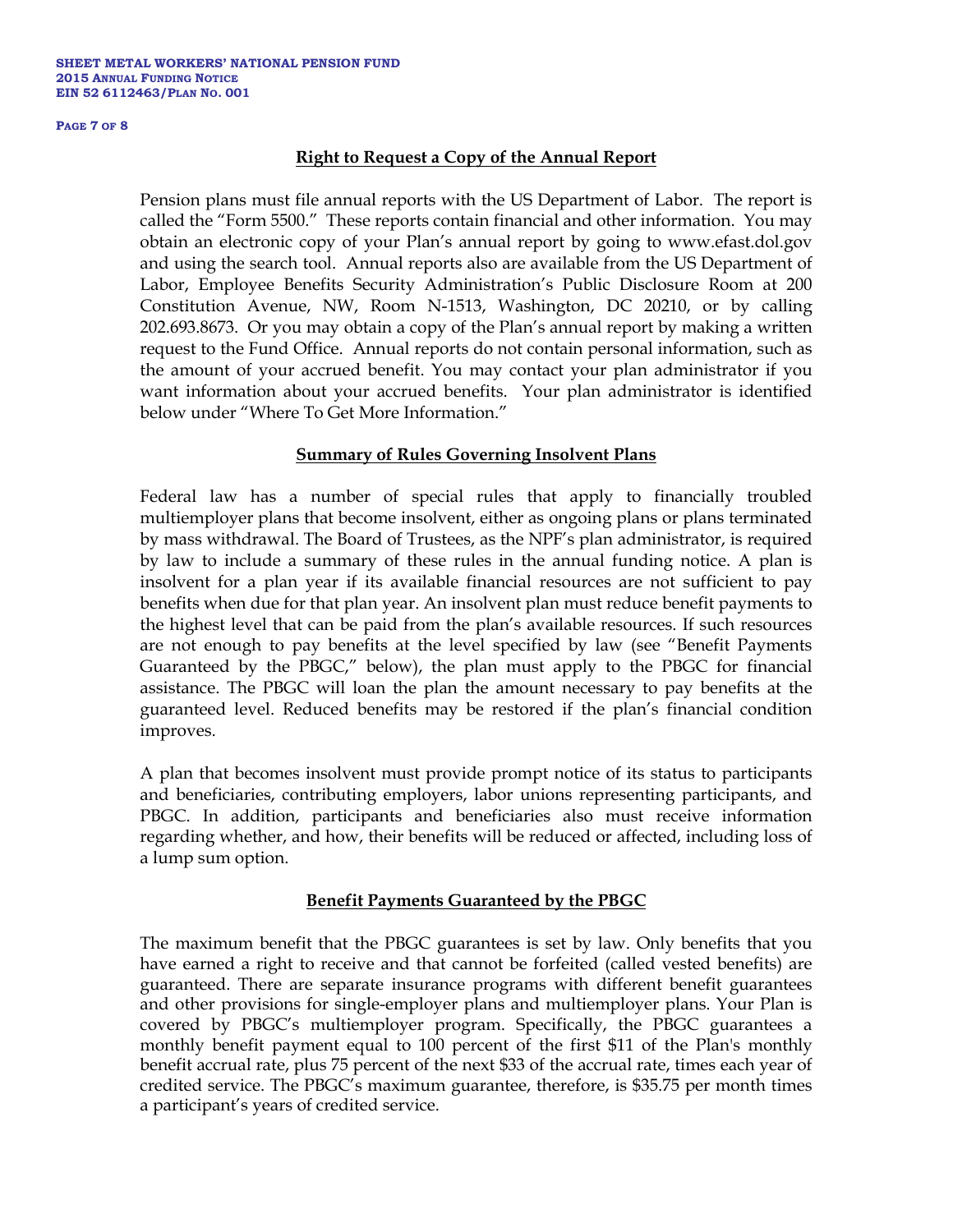## Right to Request a Copy of the Annual Report

Pension plans must file annual reports with the US Department of Labor. The report is called the "Form 5500." These reports contain financial and other information. You may obtain an electronic copy of your Plan's annual report by going to www.efast.dol.gov and using the search tool. Annual reports also are available from the US Department of Labor, Employee Benefits Security Administration's Public Disclosure Room at 200 Constitution Avenue, NW, Room N-1513, Washington, DC 20210, or by calling 202.693.8673. Or you may obtain a copy of the Plan's annual report by making a written request to the Fund Office. Annual reports do not contain personal information, such as the amount of your accrued benefit. You may contact your plan administrator if you want information about your accrued benefits. Your plan administrator is identified below under "Where To Get More Information."

## Summary of Rules Governing Insolvent Plans

Federal law has a number of special rules that apply to financially troubled multiemployer plans that become insolvent, either as ongoing plans or plans terminated by mass withdrawal. The Board of Trustees, as the NPF's plan administrator, is required by law to include a summary of these rules in the annual funding notice. A plan is insolvent for a plan year if its available financial resources are not sufficient to pay benefits when due for that plan year. An insolvent plan must reduce benefit payments to the highest level that can be paid from the plan's available resources. If such resources are not enough to pay benefits at the level specified by law (see "Benefit Payments Guaranteed by the PBGC," below), the plan must apply to the PBGC for financial assistance. The PBGC will loan the plan the amount necessary to pay benefits at the guaranteed level. Reduced benefits may be restored if the plan's financial condition improves.

A plan that becomes insolvent must provide prompt notice of its status to participants and beneficiaries, contributing employers, labor unions representing participants, and PBGC. In addition, participants and beneficiaries also must receive information regarding whether, and how, their benefits will be reduced or affected, including loss of a lump sum option.

## Benefit Payments Guaranteed by the PBGC

The maximum benefit that the PBGC guarantees is set by law. Only benefits that you have earned a right to receive and that cannot be forfeited (called vested benefits) are guaranteed. There are separate insurance programs with different benefit guarantees and other provisions for single-employer plans and multiemployer plans. Your Plan is covered by PBGC's multiemployer program. Specifically, the PBGC guarantees a monthly benefit payment equal to 100 percent of the first $11 of the Plan's monthly benefit accrual rate, plus 75 percent of the next $33 of the accrual rate, times each year of credited service. The PBGC's maximum guarantee, therefore, is $35.75 per month times a participant's years of credited service.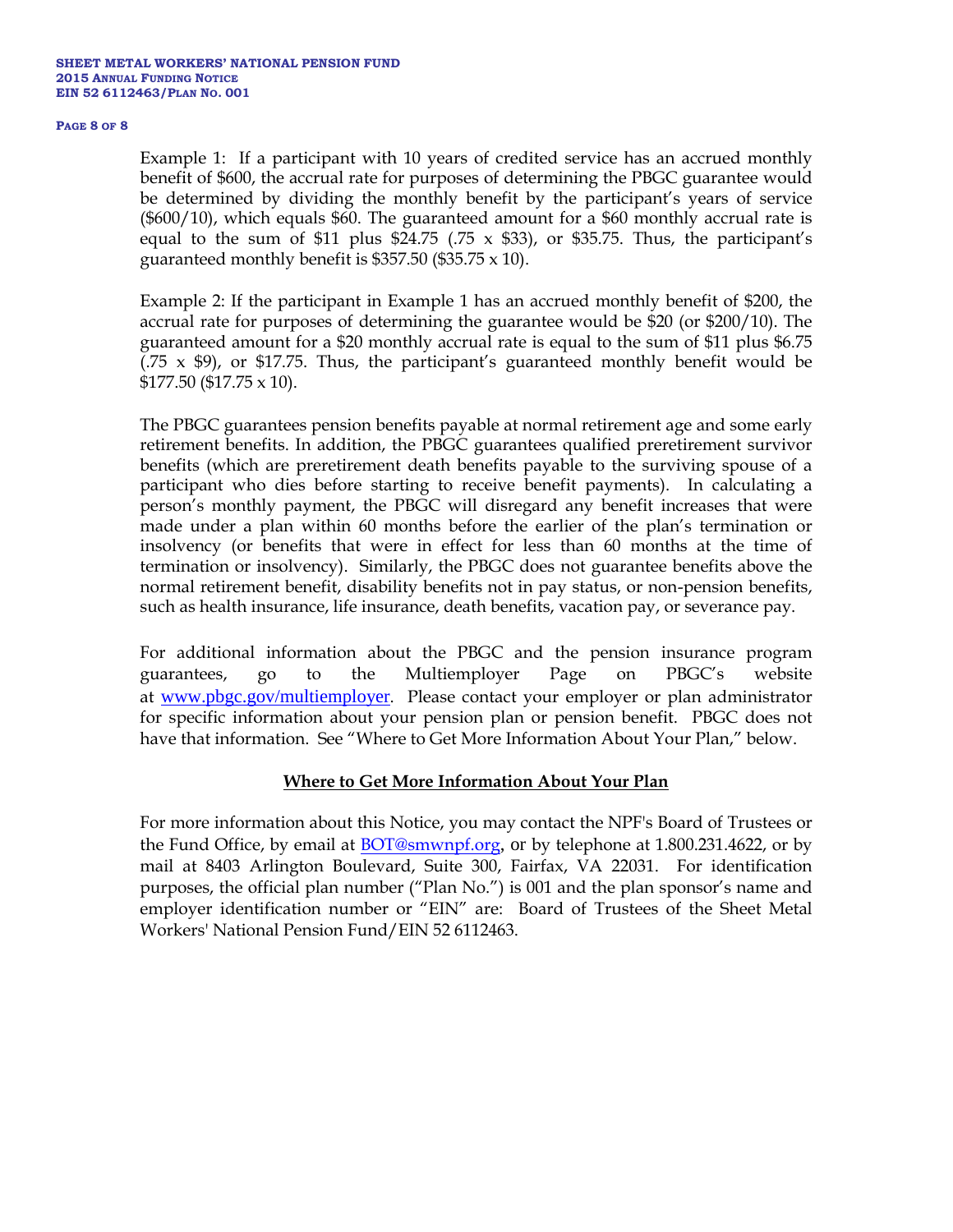Example 1: If a participant with 10 years of credited service has an accrued monthly benefit of $600, the accrual rate for purposes of determining the PBGC guarantee would be determined by dividing the monthly benefit by the participant's years of service ($600/10), which equals $60. The guaranteed amount for a $60 monthly accrual rate is equal to the sum of $11 plus $24.75 (.75 x $33), or $35.75. Thus, the participant's guaranteed monthly benefit is $357.50 ($35.75 x 10).

Example 2: If the participant in Example 1 has an accrued monthly benefit of $200, the accrual rate for purposes of determining the guarantee would be $20 (or $200/10). The guaranteed amount for a $20 monthly accrual rate is equal to the sum of $11 plus $6.75 (.75 x $9), or $17.75. Thus, the participant's guaranteed monthly benefit would be $177.50 ($17.75 x 10).

The PBGC guarantees pension benefits payable at normal retirement age and some early retirement benefits. In addition, the PBGC guarantees qualified preretirement survivor benefits (which are preretirement death benefits payable to the surviving spouse of a participant who dies before starting to receive benefit payments). In calculating a person's monthly payment, the PBGC will disregard any benefit increases that were made under a plan within 60 months before the earlier of the plan's termination or insolvency (or benefits that were in effect for less than 60 months at the time of termination or insolvency). Similarly, the PBGC does not guarantee benefits above the normal retirement benefit, disability benefits not in pay status, or non-pension benefits, such as health insurance, life insurance, death benefits, vacation pay, or severance pay.

For additional information about the PBGC and the pension insurance program guarantees, go to the Multiemployer Page on PBGC's website at www.pbgc.gov/multiemployer. Please contact your employer or plan administrator for specific information about your pension plan or pension benefit. PBGC does not have that information. See "Where to Get More Information About Your Plan," below.

## Where to Get More Information About Your Plan

For more information about this Notice, you may contact the NPF's Board of Trustees or the Fund Office, by email at BOT@smwnpf.org, or by telephone at 1.800.231.4622, or by mail at 8403 Arlington Boulevard, Suite 300, Fairfax, VA 22031. For identification purposes, the official plan number ("Plan No.") is 001 and the plan sponsor's name and employer identification number or "EIN" are: Board of Trustees of the Sheet Metal Workers' National Pension Fund/EIN 52 6112463.